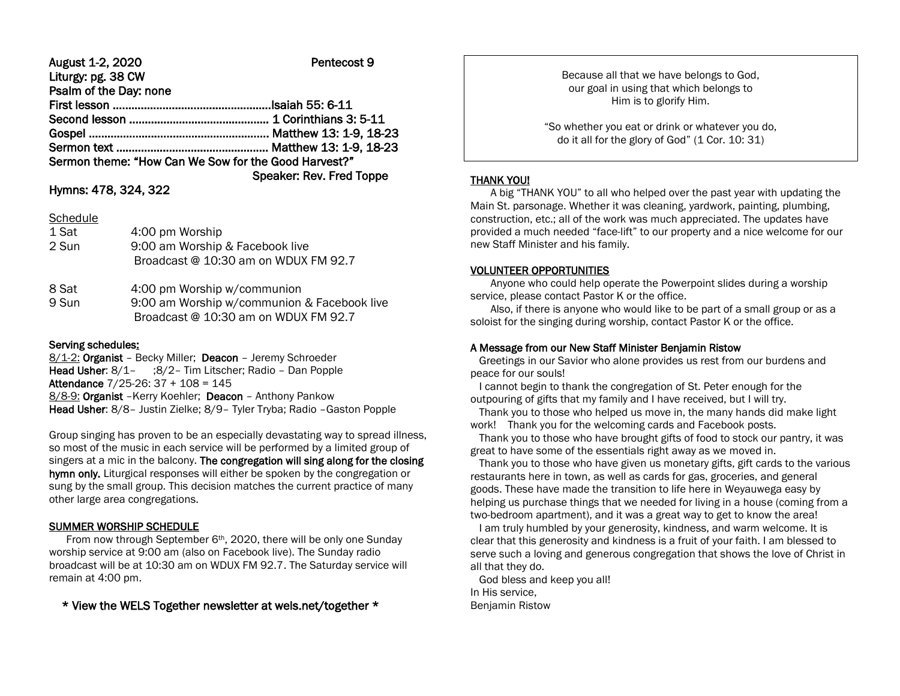**August 1-2, 2020 Pentecost 9**

**Liturgy: pg. 38 CW**

**Psalm of the Day: none**

**First lesson ..................................................Isaiah 55: 6-11**

**Second lesson ............................................ 1 Corinthians 3: 5-11**

**Gospel ......................................................... Matthew 13: 1-9, 18-23**

**Sermon text ................................................ Matthew 13: 1-9, 18-23**

**Sermon theme: "How Can We Sow for the Good Harvest?"**

**Speaker: Rev. Fred Toppe**

**Hymns: 478, 324, 322**

Schedule

| | |
|---|---|
| 1 Sat | 4:00 pm Worship |
| 2 Sun | 9:00 am Worship & Facebook live<br>Broadcast @ 10:30 am on WDUX FM 92.7 |
| 8 Sat | 4:00 pm Worship w/communion |
| 9 Sun | 9:00 am Worship w/communion & Facebook live<br>Broadcast @ 10:30 am on WDUX FM 92.7 |

**Serving schedules:**

8/1-2: **Organist** – Becky Miller; **Deacon** – Jeremy Schroeder
**Head Usher**: 8/1– ;8/2– Tim Litscher; Radio – Dan Popple
**Attendance** 7/25-26: 37 + 108 = 145
8/8-9: **Organist** –Kerry Koehler; **Deacon** – Anthony Pankow
**Head Usher**: 8/8– Justin Zielke; 8/9– Tyler Tryba; Radio –Gaston Popple

Group singing has proven to be an especially devastating way to spread illness, so most of the music in each service will be performed by a limited group of singers at a mic in the balcony. **The congregation will sing along for the closing hymn only.** Liturgical responses will either be spoken by the congregation or sung by the small group. This decision matches the current practice of many other large area congregations.

**SUMMER WORSHIP SCHEDULE**

From now through September 6th, 2020, there will be only one Sunday worship service at 9:00 am (also on Facebook live). The Sunday radio broadcast will be at 10:30 am on WDUX FM 92.7. The Saturday service will remain at 4:00 pm.

**\* View the WELS Together newsletter at wels.net/together \***

Because all that we have belongs to God,
our goal in using that which belongs to
Him is to glorify Him.

"So whether you eat or drink or whatever you do,
do it all for the glory of God" (1 Cor. 10: 31)

**THANK YOU!**

A big "THANK YOU" to all who helped over the past year with updating the Main St. parsonage. Whether it was cleaning, yardwork, painting, plumbing, construction, etc.; all of the work was much appreciated. The updates have provided a much needed "face-lift" to our property and a nice welcome for our new Staff Minister and his family.

**VOLUNTEER OPPORTUNITIES**

Anyone who could help operate the Powerpoint slides during a worship service, please contact Pastor K or the office.

Also, if there is anyone who would like to be part of a small group or as a soloist for the singing during worship, contact Pastor K or the office.

**A Message from our New Staff Minister Benjamin Ristow**

Greetings in our Savior who alone provides us rest from our burdens and peace for our souls!

I cannot begin to thank the congregation of St. Peter enough for the outpouring of gifts that my family and I have received, but I will try.

Thank you to those who helped us move in, the many hands did make light work! Thank you for the welcoming cards and Facebook posts.

Thank you to those who have brought gifts of food to stock our pantry, it was great to have some of the essentials right away as we moved in.

Thank you to those who have given us monetary gifts, gift cards to the various restaurants here in town, as well as cards for gas, groceries, and general goods. These have made the transition to life here in Weyauwega easy by helping us purchase things that we needed for living in a house (coming from a two-bedroom apartment), and it was a great way to get to know the area!

I am truly humbled by your generosity, kindness, and warm welcome. It is clear that this generosity and kindness is a fruit of your faith. I am blessed to serve such a loving and generous congregation that shows the love of Christ in all that they do.

God bless and keep you all!

In His service,
Benjamin Ristow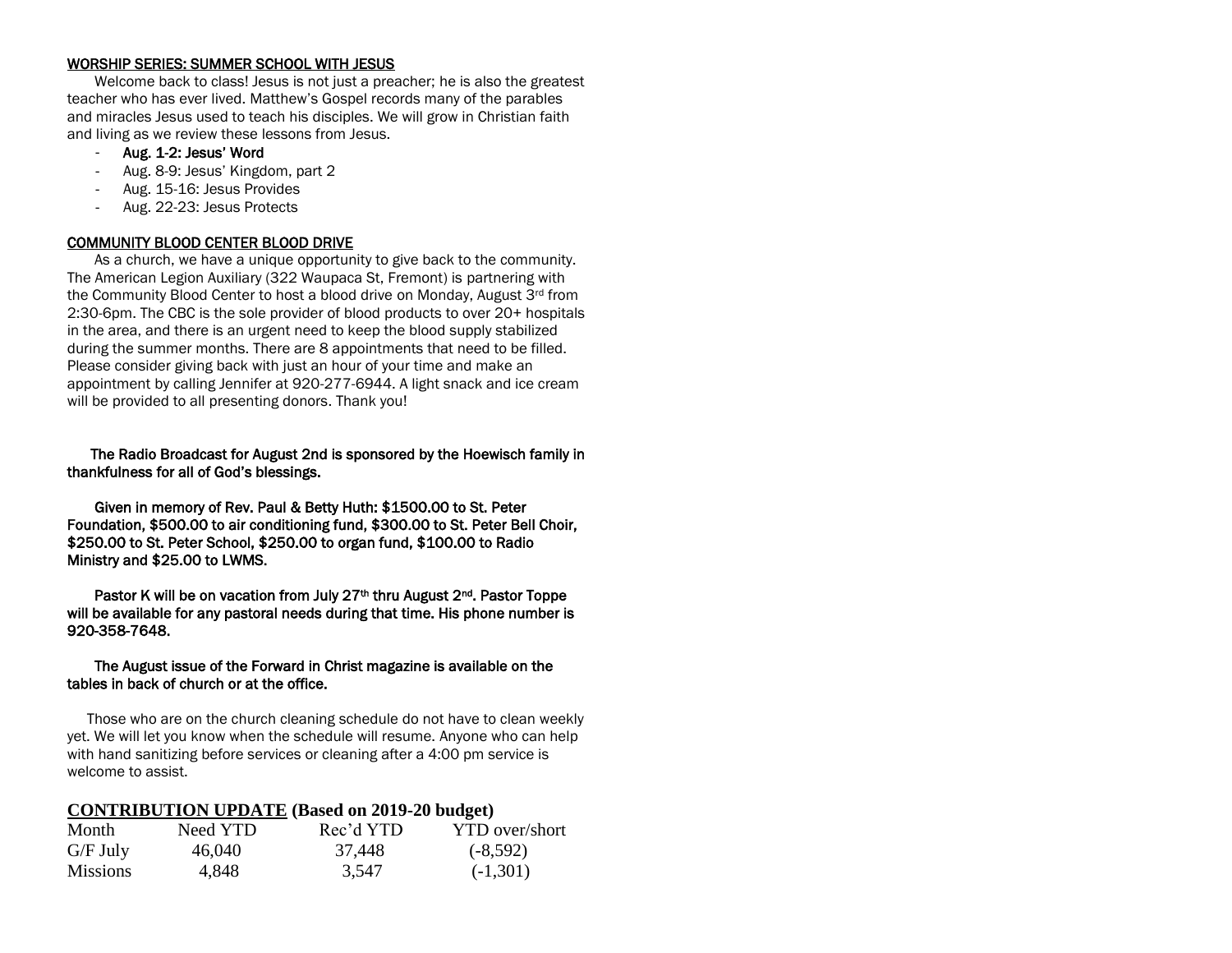**WORSHIP SERIES: SUMMER SCHOOL WITH JESUS**

Welcome back to class! Jesus is not just a preacher; he is also the greatest teacher who has ever lived. Matthew's Gospel records many of the parables and miracles Jesus used to teach his disciples. We will grow in Christian faith and living as we review these lessons from Jesus.

- **Aug. 1-2: Jesus' Word**
- Aug. 8-9: Jesus' Kingdom, part 2
- Aug. 15-16: Jesus Provides
- Aug. 22-23: Jesus Protects

**COMMUNITY BLOOD CENTER BLOOD DRIVE**

As a church, we have a unique opportunity to give back to the community. The American Legion Auxiliary (322 Waupaca St, Fremont) is partnering with the Community Blood Center to host a blood drive on Monday, August 3rd from 2:30-6pm. The CBC is the sole provider of blood products to over 20+ hospitals in the area, and there is an urgent need to keep the blood supply stabilized during the summer months. There are 8 appointments that need to be filled. Please consider giving back with just an hour of your time and make an appointment by calling Jennifer at 920-277-6944. A light snack and ice cream will be provided to all presenting donors. Thank you!

**The Radio Broadcast for August 2nd is sponsored by the Hoewisch family in thankfulness for all of God's blessings.**

**Given in memory of Rev. Paul & Betty Huth: $1500.00 to St. Peter Foundation, $500.00 to air conditioning fund, $300.00 to St. Peter Bell Choir, $250.00 to St. Peter School, $250.00 to organ fund, $100.00 to Radio Ministry and $25.00 to LWMS.**

**Pastor K will be on vacation from July 27th thru August 2nd. Pastor Toppe will be available for any pastoral needs during that time. His phone number is 920-358-7648.**

**The August issue of the Forward in Christ magazine is available on the tables in back of church or at the office.**

Those who are on the church cleaning schedule do not have to clean weekly yet. We will let you know when the schedule will resume. Anyone who can help with hand sanitizing before services or cleaning after a 4:00 pm service is welcome to assist.

**CONTRIBUTION UPDATE (Based on 2019-20 budget)**

| Month | Need YTD | Rec'd YTD | YTD over/short |
|---|---|---|---|
| G/F July | 46,040 | 37,448 | (-8,592) |
| Missions | 4,848 | 3,547 | (-1,301) |